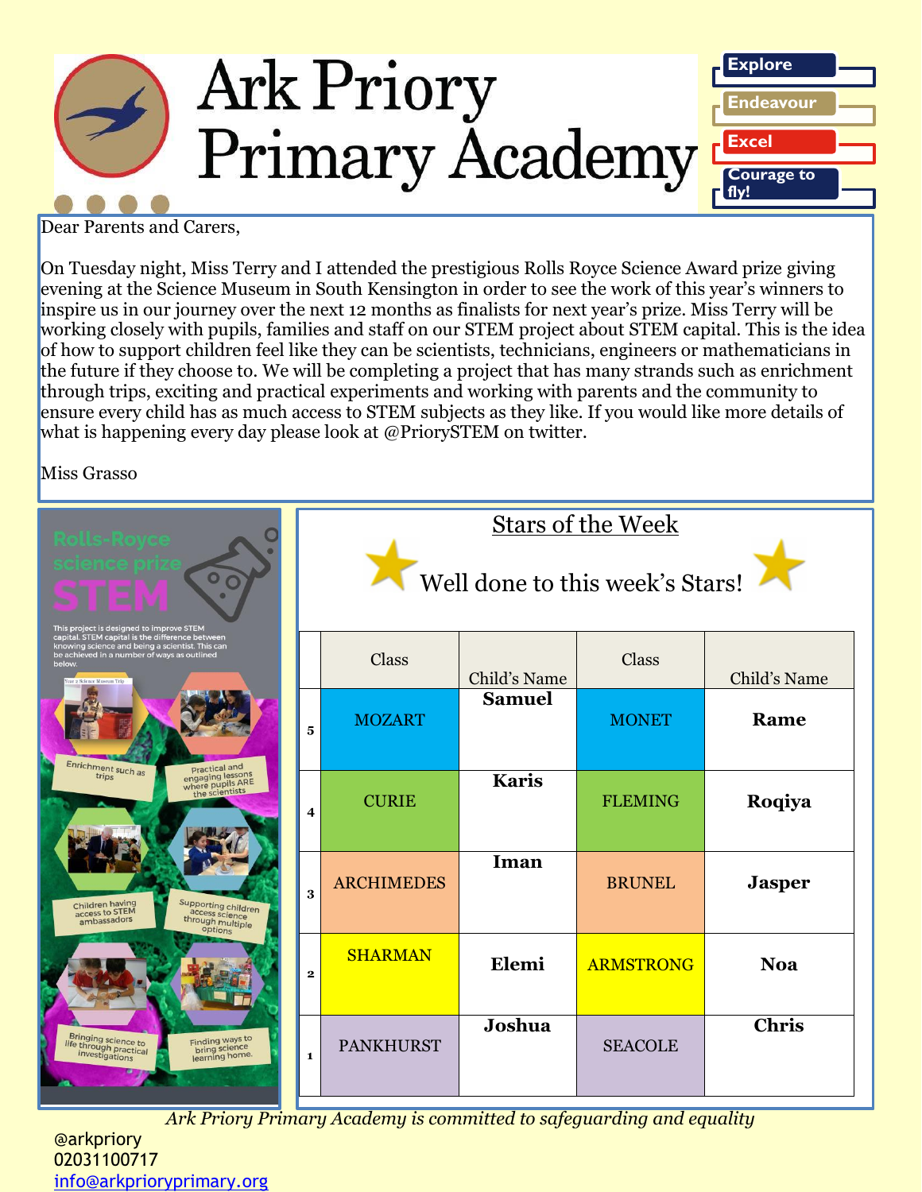# Ark Priory Primary Academy

Explore

Endeavour

Excel

Courage to fly!

Dear Parents and Carers,

On Tuesday night, Miss Terry and I attended the prestigious Rolls Royce Science Award prize giving evening at the Science Museum in South Kensington in order to see the work of this year's winners to inspire us in our journey over the next 12 months as finalists for next year's prize. Miss Terry will be working closely with pupils, families and staff on our STEM project about STEM capital. This is the idea of how to support children feel like they can be scientists, technicians, engineers or mathematicians in the future if they choose to. We will be completing a project that has many strands such as enrichment through trips, exciting and practical experiments and working with parents and the community to ensure every child has as much access to STEM subjects as they like. If you would like more details of what is happening every day please look at @PriorySTEM on twitter.

Miss Grasso

## Rolls-Royce science prize STEM

This project is designed to improve STEM capital. STEM capital is the difference between knowing science and being a scientist. This can be achieved in a number of ways as outlined below.

Year 2 Science Museum Trip

- Enrichment such as trips
- Practical and engaging lessons where pupils ARE the scientists
- Children having access to STEM ambassadors
- Supporting children access science through multiple options
- Bringing science to life through practical investigations
- Finding ways to bring science learning home.

## Stars of the Week

Well done to this week's Stars!

| | Class | Child's Name | Class | Child's Name |
|---|---|---|---|---|
| 5 | MOZART | **Samuel** | MONET | **Rame** |
| 4 | CURIE | **Karis** | FLEMING | **Roqiya** |
| 3 | ARCHIMEDES | **Iman** | BRUNEL | **Jasper** |
| 2 | SHARMAN | **Elemi** | ARMSTRONG | **Noa** |
| 1 | PANKHURST | **Joshua** | SEACOLE | **Chris** |

*Ark Priory Primary Academy is committed to safeguarding and equality*

@arkpriory
02031100717
info@arkprioryprimary.org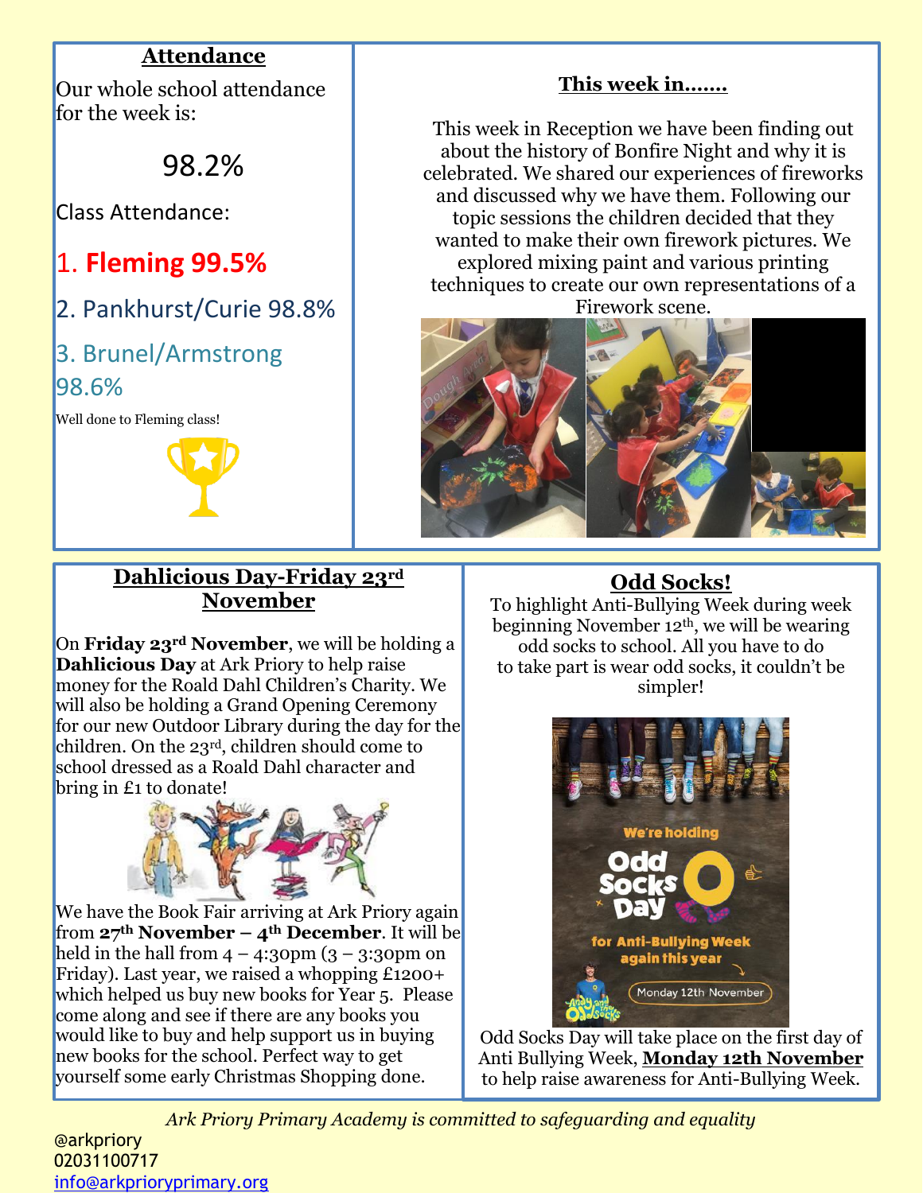## Attendance

Our whole school attendance for the week is:

98.2%

Class Attendance:

1. **Fleming 99.5%**

2. Pankhurst/Curie 98.8%

3. Brunel/Armstrong 98.6%

Well done to Fleming class!

## This week in.......

This week in Reception we have been finding out about the history of Bonfire Night and why it is celebrated. We shared our experiences of fireworks and discussed why we have them. Following our topic sessions the children decided that they wanted to make their own firework pictures. We explored mixing paint and various printing techniques to create our own representations of a Firework scene.

## Dahlicious Day-Friday 23rd November

On **Friday 23rd November**, we will be holding a **Dahlicious Day** at Ark Priory to help raise money for the Roald Dahl Children's Charity. We will also be holding a Grand Opening Ceremony for our new Outdoor Library during the day for the children. On the 23rd, children should come to school dressed as a Roald Dahl character and bring in £1 to donate!

We have the Book Fair arriving at Ark Priory again from **27th November – 4th December**. It will be held in the hall from 4 – 4:30pm (3 – 3:30pm on Friday). Last year, we raised a whopping £1200+ which helped us buy new books for Year 5. Please come along and see if there are any books you would like to buy and help support us in buying new books for the school. Perfect way to get yourself some early Christmas Shopping done.

## Odd Socks!

To highlight Anti-Bullying Week during week beginning November 12th, we will be wearing odd socks to school. All you have to do to take part is wear odd socks, it couldn't be simpler!

We're holding Odd Socks Day for Anti-Bullying Week again this year

Monday 12th November

Odd Socks Day will take place on the first day of Anti Bullying Week, **Monday 12th November** to help raise awareness for Anti-Bullying Week.

*Ark Priory Primary Academy is committed to safeguarding and equality*

@arkpriory
02031100717
info@arkprioryprimary.org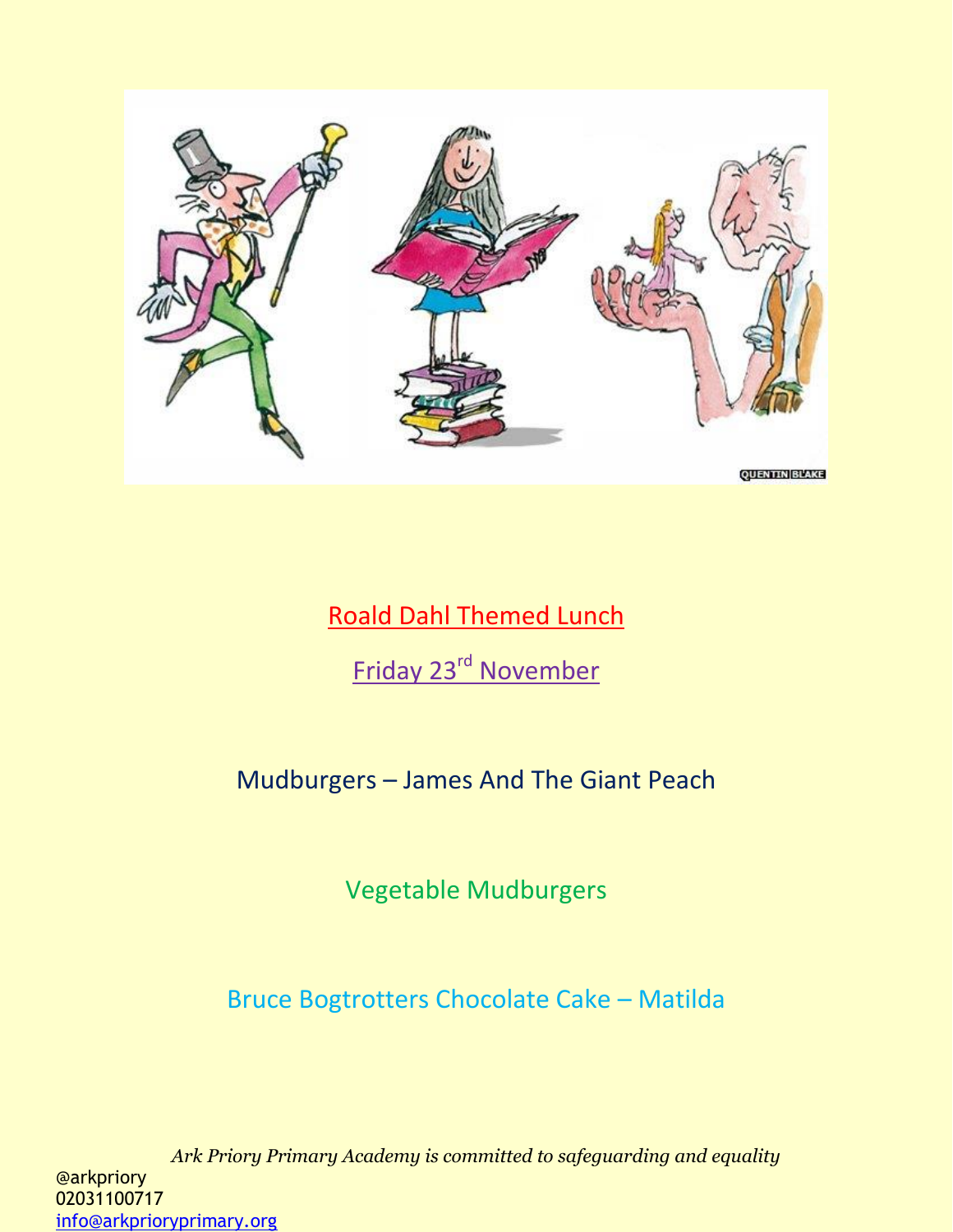# Roald Dahl Themed Lunch

## Friday 23rd November

Mudburgers – James And The Giant Peach

Vegetable Mudburgers

Bruce Bogtrotters Chocolate Cake – Matilda

*Ark Priory Primary Academy is committed to safeguarding and equality*

@arkpriory
02031100717
info@arkprioryprimary.org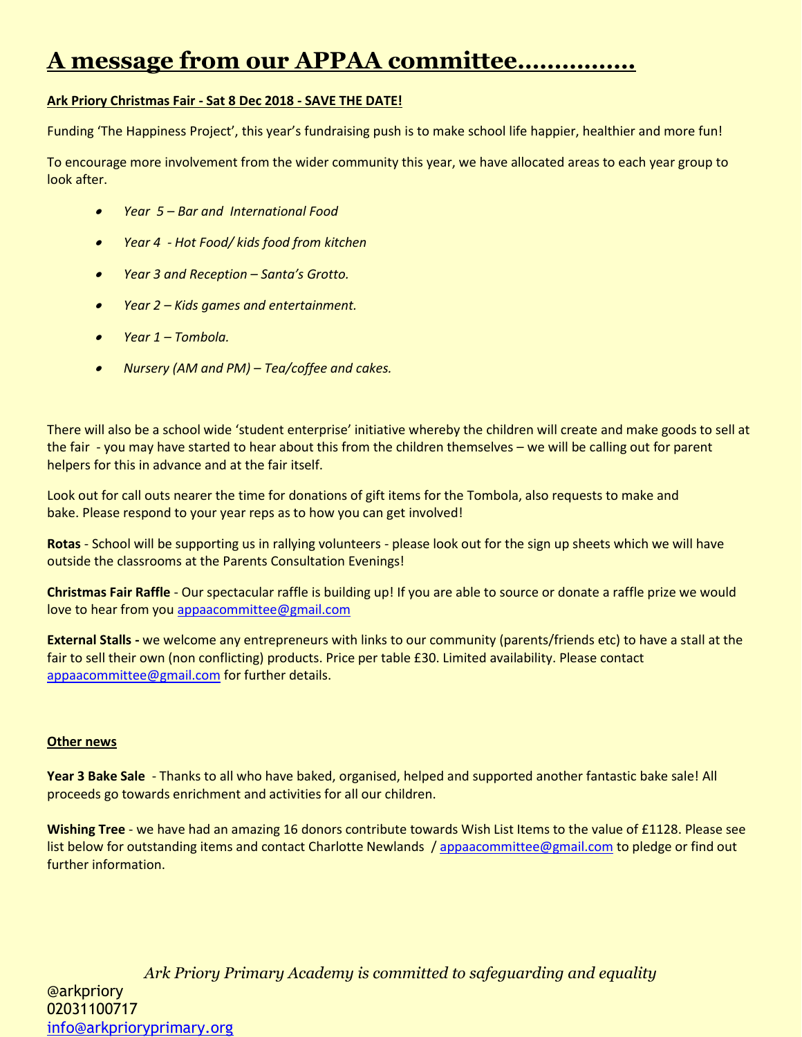# A message from our APPAA committee……………

**Ark Priory Christmas Fair - Sat 8 Dec 2018 - SAVE THE DATE!**

Funding 'The Happiness Project', this year's fundraising push is to make school life happier, healthier and more fun!

To encourage more involvement from the wider community this year, we have allocated areas to each year group to look after.

- *Year 5 – Bar and International Food*
- *Year 4 - Hot Food/ kids food from kitchen*
- *Year 3 and Reception – Santa's Grotto.*
- *Year 2 – Kids games and entertainment.*
- *Year 1 – Tombola.*
- *Nursery (AM and PM) – Tea/coffee and cakes.*

There will also be a school wide 'student enterprise' initiative whereby the children will create and make goods to sell at the fair - you may have started to hear about this from the children themselves – we will be calling out for parent helpers for this in advance and at the fair itself.

Look out for call outs nearer the time for donations of gift items for the Tombola, also requests to make and bake. Please respond to your year reps as to how you can get involved!

**Rotas** - School will be supporting us in rallying volunteers - please look out for the sign up sheets which we will have outside the classrooms at the Parents Consultation Evenings!

**Christmas Fair Raffle** - Our spectacular raffle is building up! If you are able to source or donate a raffle prize we would love to hear from you appaacommittee@gmail.com

**External Stalls -** we welcome any entrepreneurs with links to our community (parents/friends etc) to have a stall at the fair to sell their own (non conflicting) products. Price per table £30. Limited availability. Please contact appaacommittee@gmail.com for further details.

**Other news**

**Year 3 Bake Sale** - Thanks to all who have baked, organised, helped and supported another fantastic bake sale! All proceeds go towards enrichment and activities for all our children.

**Wishing Tree** - we have had an amazing 16 donors contribute towards Wish List Items to the value of £1128. Please see list below for outstanding items and contact Charlotte Newlands / appaacommittee@gmail.com to pledge or find out further information.

*Ark Priory Primary Academy is committed to safeguarding and equality*

@arkpriory
02031100717
info@arkprioryprimary.org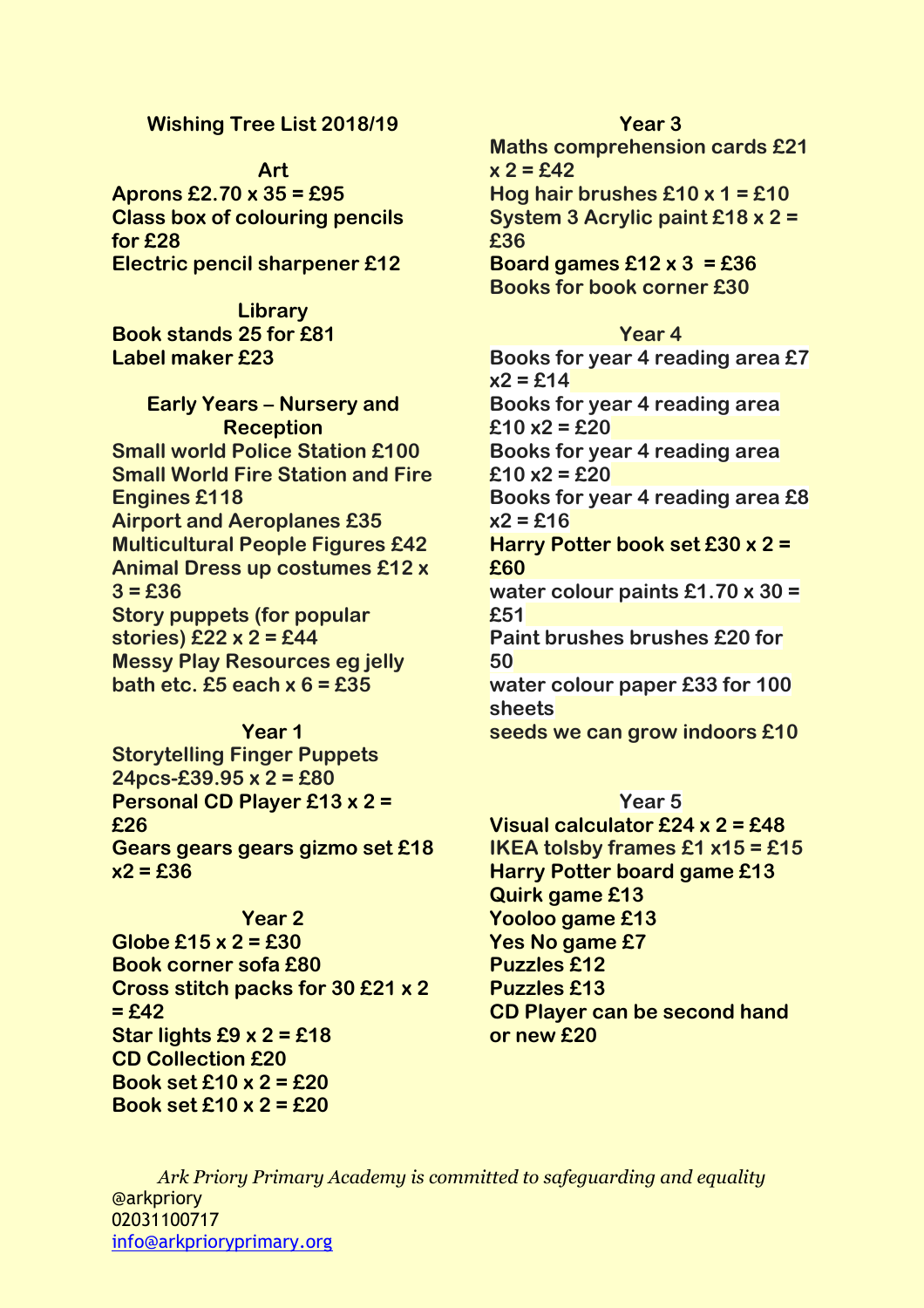## Wishing Tree List 2018/19

### Art

**Aprons £2.70 x 35 = £95**
**Class box of colouring pencils for £28**
**Electric pencil sharpener £12**

### Library

**Book stands 25 for £81**
**Label maker £23**

### Early Years – Nursery and Reception

Small world Police Station £100
Small World Fire Station and Fire Engines £118
Airport and Aeroplanes £35
Multicultural People Figures £42
Animal Dress up costumes £12 x 3 = £36
Story puppets (for popular stories) £22 x 2 = £44
Messy Play Resources eg jelly bath etc. £5 each x 6 = £35

### Year 1

Storytelling Finger Puppets 24pcs-£39.95 x 2 = £80
**Personal CD Player £13 x 2 = £26**
**Gears gears gears gizmo set £18 x2 = £36**

### Year 2

**Globe £15 x 2 = £30**
**Book corner sofa £80**
**Cross stitch packs for 30 £21 x 2 = £42**
**Star lights £9 x 2 = £18**
**CD Collection £20**
**Book set £10 x 2 = £20**
**Book set £10 x 2 = £20**

### Year 3

Maths comprehension cards £21 x 2 = £42
Hog hair brushes £10 x 1 = £10
System 3 Acrylic paint £18 x 2 = £36
**Board games £12 x 3 = £36**
Books for book corner £30

### Year 4

Books for year 4 reading area £7 x2 = £14
Books for year 4 reading area £10 x2 = £20
Books for year 4 reading area £10 x2 = £20
Books for year 4 reading area £8 x2 = £16
**Harry Potter book set £30 x 2 = £60**
water colour paints £1.70 x 30 = £51
Paint brushes brushes £20 for 50
water colour paper £33 for 100 sheets
seeds we can grow indoors £10

### Year 5

**Visual calculator £24 x 2 = £48**
IKEA tolsby frames £1 x15 = £15
**Harry Potter board game £13**
**Quirk game £13**
**Yooloo game £13**
**Yes No game £7**
**Puzzles £12**
**Puzzles £13**
**CD Player can be second hand or new £20**

*Ark Priory Primary Academy is committed to safeguarding and equality*
@arkpriory
02031100717
info@arkprioryprimary.org